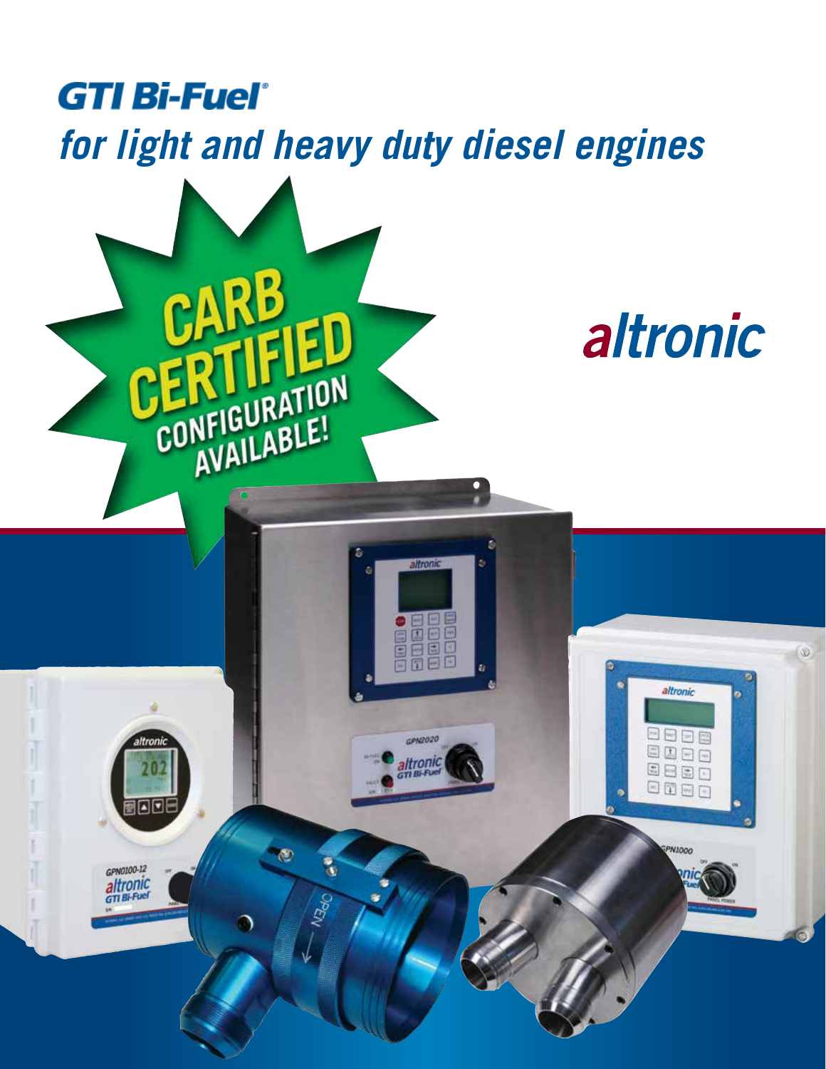# GTI Bi-Fuel®

## *for light and heavy duty diesel engines*

**CARB CERTIFIED CONFIGURATION AVAILABLE!**

altronic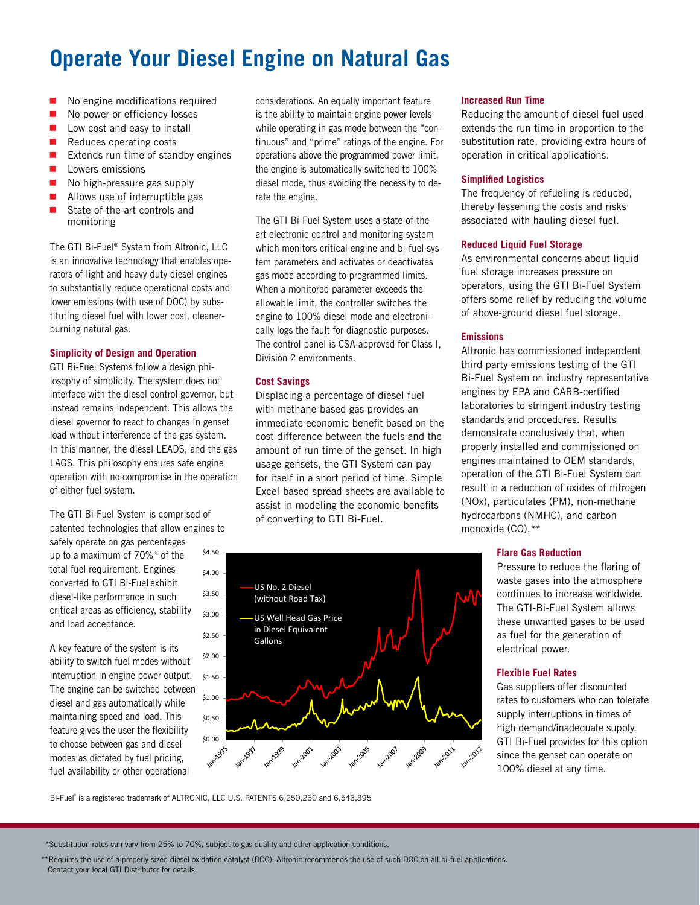# Operate Your Diesel Engine on Natural Gas

- No engine modifications required
- No power or efficiency losses
- Low cost and easy to install
- Reduces operating costs
- Extends run-time of standby engines
- Lowers emissions
- No high-pressure gas supply
- Allows use of interruptible gas
- State-of-the-art controls and monitoring

The GTI Bi-Fuel® System from Altronic, LLC is an innovative technology that enables operators of light and heavy duty diesel engines to substantially reduce operational costs and lower emissions (with use of DOC) by substituting diesel fuel with lower cost, cleaner-burning natural gas.

### Simplicity of Design and Operation

GTI Bi-Fuel Systems follow a design philosophy of simplicity. The system does not interface with the diesel control governor, but instead remains independent. This allows the diesel governor to react to changes in genset load without interference of the gas system. In this manner, the diesel LEADS, and the gas LAGS. This philosophy ensures safe engine operation with no compromise in the operation of either fuel system.

The GTI Bi-Fuel System is comprised of patented technologies that allow engines to safely operate on gas percentages up to a maximum of 70%* of the total fuel requirement. Engines converted to GTI Bi-Fuel exhibit diesel-like performance in such critical areas as efficiency, stability and load acceptance.

A key feature of the system is its ability to switch fuel modes without interruption in engine power output. The engine can be switched between diesel and gas automatically while maintaining speed and load. This feature gives the user the flexibility to choose between gas and diesel modes as dictated by fuel pricing, fuel availability or other operational considerations. An equally important feature is the ability to maintain engine power levels while operating in gas mode between the "continuous" and "prime" ratings of the engine. For operations above the programmed power limit, the engine is automatically switched to 100% diesel mode, thus avoiding the necessity to derate the engine.

The GTI Bi-Fuel System uses a state-of-the-art electronic control and monitoring system which monitors critical engine and bi-fuel system parameters and activates or deactivates gas mode according to programmed limits. When a monitored parameter exceeds the allowable limit, the controller switches the engine to 100% diesel mode and electronically logs the fault for diagnostic purposes. The control panel is CSA-approved for Class I, Division 2 environments.

### Cost Savings

Displacing a percentage of diesel fuel with methane-based gas provides an immediate economic benefit based on the cost difference between the fuels and the amount of run time of the genset. In high usage gensets, the GTI System can pay for itself in a short period of time. Simple Excel-based spread sheets are available to assist in modeling the economic benefits of converting to GTI Bi-Fuel.

### Increased Run Time

Reducing the amount of diesel fuel used extends the run time in proportion to the substitution rate, providing extra hours of operation in critical applications.

### Simplified Logistics

The frequency of refueling is reduced, thereby lessening the costs and risks associated with hauling diesel fuel.

### Reduced Liquid Fuel Storage

As environmental concerns about liquid fuel storage increases pressure on operators, using the GTI Bi-Fuel System offers some relief by reducing the volume of above-ground diesel fuel storage.

### Emissions

Altronic has commissioned independent third party emissions testing of the GTI Bi-Fuel System on industry representative engines by EPA and CARB-certified laboratories to stringent industry testing standards and procedures. Results demonstrate conclusively that, when properly installed and commissioned on engines maintained to OEM standards, operation of the GTI Bi-Fuel System can result in a reduction of oxides of nitrogen (NOx), particulates (PM), non-methane hydrocarbons (NMHC), and carbon monoxide (CO).**

### Flare Gas Reduction

Pressure to reduce the flaring of waste gases into the atmosphere continues to increase worldwide. The GTI-Bi-Fuel System allows these unwanted gases to be used as fuel for the generation of electrical power.

### Flexible Fuel Rates

Gas suppliers offer discounted rates to customers who can tolerate supply interruptions in times of high demand/inadequate supply. GTI Bi-Fuel provides for this option since the genset can operate on 100% diesel at any time.

Bi-Fuel® is a registered trademark of ALTRONIC, LLC U.S. PATENTS 6,250,260 and 6,543,395

*Substitution rates can vary from 25% to 70%, subject to gas quality and other application conditions.

**Requires the use of a properly sized diesel oxidation catalyst (DOC). Altronic recommends the use of such DOC on all bi-fuel applications. Contact your local GTI Distributor for details.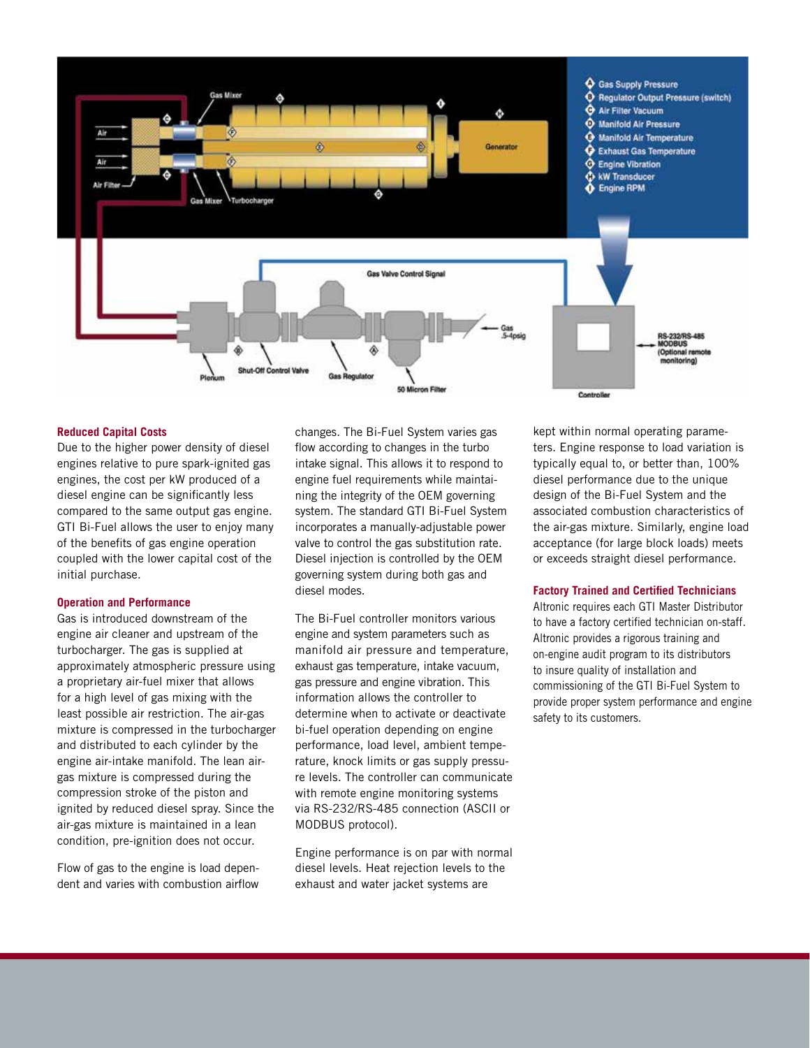### Reduced Capital Costs

Due to the higher power density of diesel engines relative to pure spark-ignited gas engines, the cost per kW produced of a diesel engine can be significantly less compared to the same output gas engine. GTI Bi-Fuel allows the user to enjoy many of the benefits of gas engine operation coupled with the lower capital cost of the initial purchase.

### Operation and Performance

Gas is introduced downstream of the engine air cleaner and upstream of the turbocharger. The gas is supplied at approximately atmospheric pressure using a proprietary air-fuel mixer that allows for a high level of gas mixing with the least possible air restriction. The air-gas mixture is compressed in the turbocharger and distributed to each cylinder by the engine air-intake manifold. The lean air-gas mixture is compressed during the compression stroke of the piston and ignited by reduced diesel spray. Since the air-gas mixture is maintained in a lean condition, pre-ignition does not occur.

Flow of gas to the engine is load dependent and varies with combustion airflow changes. The Bi-Fuel System varies gas flow according to changes in the turbo intake signal. This allows it to respond to engine fuel requirements while maintaining the integrity of the OEM governing system. The standard GTI Bi-Fuel System incorporates a manually-adjustable power valve to control the gas substitution rate. Diesel injection is controlled by the OEM governing system during both gas and diesel modes.

The Bi-Fuel controller monitors various engine and system parameters such as manifold air pressure and temperature, exhaust gas temperature, intake vacuum, gas pressure and engine vibration. This information allows the controller to determine when to activate or deactivate bi-fuel operation depending on engine performance, load level, ambient temperature, knock limits or gas supply pressure levels. The controller can communicate with remote engine monitoring systems via RS-232/RS-485 connection (ASCII or MODBUS protocol).

Engine performance is on par with normal diesel levels. Heat rejection levels to the exhaust and water jacket systems are kept within normal operating parameters. Engine response to load variation is typically equal to, or better than, 100% diesel performance due to the unique design of the Bi-Fuel System and the associated combustion characteristics of the air-gas mixture. Similarly, engine load acceptance (for large block loads) meets or exceeds straight diesel performance.

### Factory Trained and Certified Technicians

Altronic requires each GTI Master Distributor to have a factory certified technician on-staff. Altronic provides a rigorous training and on-engine audit program to its distributors to insure quality of installation and commissioning of the GTI Bi-Fuel System to provide proper system performance and engine safety to its customers.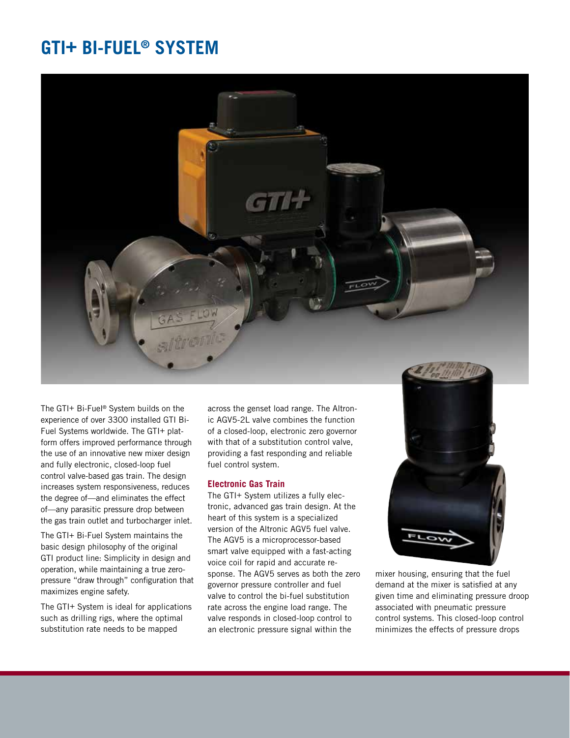# GTI+ BI-FUEL® SYSTEM

The GTI+ Bi-Fuel® System builds on the experience of over 3300 installed GTI Bi-Fuel Systems worldwide. The GTI+ platform offers improved performance through the use of an innovative new mixer design and fully electronic, closed-loop fuel control valve-based gas train. The design increases system responsiveness, reduces the degree of—and eliminates the effect of—any parasitic pressure drop between the gas train outlet and turbocharger inlet.

The GTI+ Bi-Fuel System maintains the basic design philosophy of the original GTI product line: Simplicity in design and operation, while maintaining a true zero-pressure "draw through" configuration that maximizes engine safety.

The GTI+ System is ideal for applications such as drilling rigs, where the optimal substitution rate needs to be mapped across the genset load range. The Altronic AGV5-2L valve combines the function of a closed-loop, electronic zero governor with that of a substitution control valve, providing a fast responding and reliable fuel control system.

## Electronic Gas Train

The GTI+ System utilizes a fully electronic, advanced gas train design. At the heart of this system is a specialized version of the Altronic AGV5 fuel valve. The AGV5 is a microprocessor-based smart valve equipped with a fast-acting voice coil for rapid and accurate response. The AGV5 serves as both the zero governor pressure controller and fuel valve to control the bi-fuel substitution rate across the engine load range. The valve responds in closed-loop control to an electronic pressure signal within the mixer housing, ensuring that the fuel demand at the mixer is satisfied at any given time and eliminating pressure droop associated with pneumatic pressure control systems. This closed-loop control minimizes the effects of pressure drops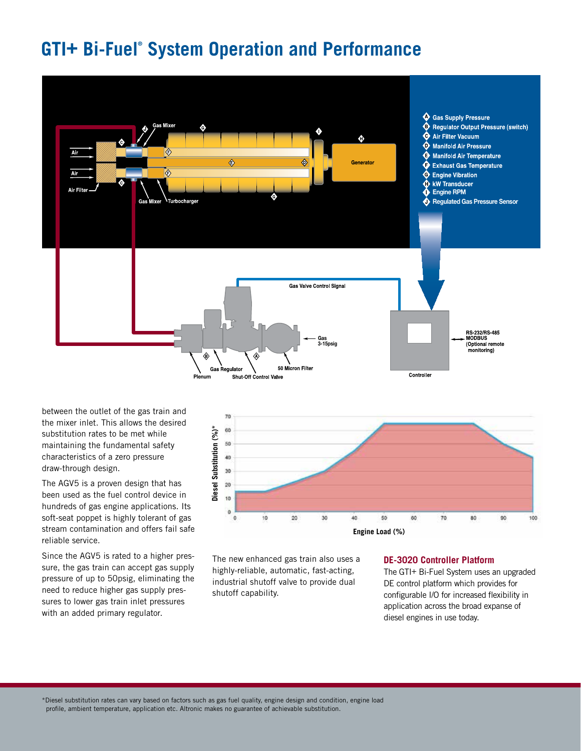# GTI+ Bi-Fuel® System Operation and Performance

- **A** Gas Supply Pressure
- **B** Regulator Output Pressure (switch)
- **C** Air Filter Vacuum
- **D** Manifold Air Pressure
- **E** Manifold Air Temperature
- **F** Exhaust Gas Temperature
- **G** Engine Vibration
- **H** kW Transducer
- **I** Engine RPM
- **J** Regulated Gas Pressure Sensor

Air, Air Filter, Gas Mixer, Turbocharger, Generator, Gas Valve Control Signal, Controller, RS-232/RS-485 MODBUS (Optional remote monitoring), Gas 3-15psig, Plenum, Gas Regulator, Shut-Off Control Valve, 50 Micron Filter

between the outlet of the gas train and the mixer inlet. This allows the desired substitution rates to be met while maintaining the fundamental safety characteristics of a zero pressure draw-through design.

The AGV5 is a proven design that has been used as the fuel control device in hundreds of gas engine applications. Its soft-seat poppet is highly tolerant of gas stream contamination and offers fail safe reliable service.

Since the AGV5 is rated to a higher pressure, the gas train can accept gas supply pressure of up to 50psig, eliminating the need to reduce higher gas supply pressures to lower gas train inlet pressures with an added primary regulator.

Diesel Substitution (%)* vs. Engine Load (%)

The new enhanced gas train also uses a highly-reliable, automatic, fast-acting, industrial shutoff valve to provide dual shutoff capability.

## DE-3020 Controller Platform

The GTI+ Bi-Fuel System uses an upgraded DE control platform which provides for configurable I/O for increased flexibility in application across the broad expanse of diesel engines in use today.

*Diesel substitution rates can vary based on factors such as gas fuel quality, engine design and condition, engine load profile, ambient temperature, application etc. Altronic makes no guarantee of achievable substitution.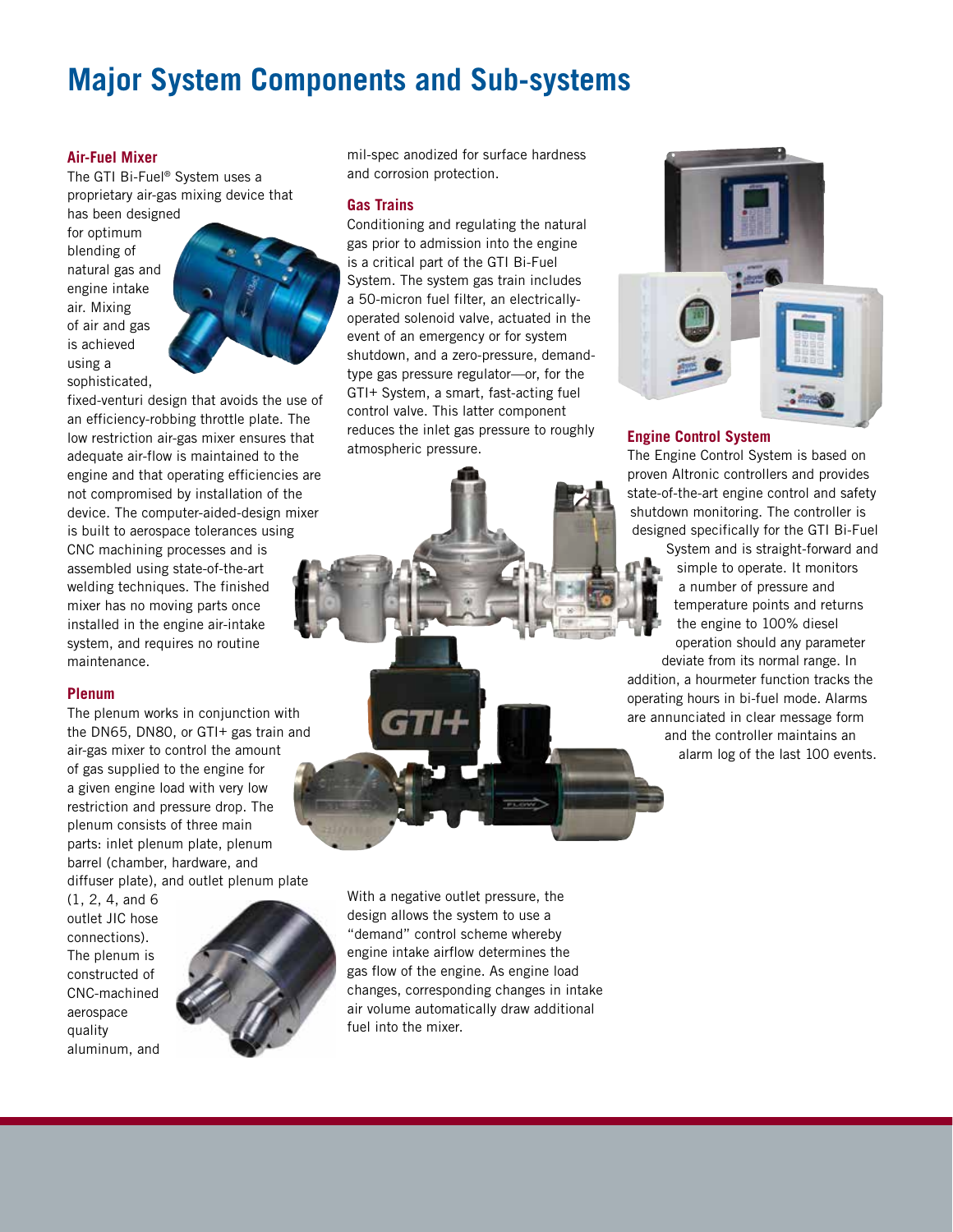# Major System Components and Sub-systems

### Air-Fuel Mixer

The GTI Bi-Fuel® System uses a proprietary air-gas mixing device that has been designed for optimum blending of natural gas and engine intake air. Mixing of air and gas is achieved using a sophisticated, fixed-venturi design that avoids the use of an efficiency-robbing throttle plate. The low restriction air-gas mixer ensures that adequate air-flow is maintained to the engine and that operating efficiencies are not compromised by installation of the device. The computer-aided-design mixer is built to aerospace tolerances using CNC machining processes and is assembled using state-of-the-art welding techniques. The finished mixer has no moving parts once installed in the engine air-intake system, and requires no routine maintenance.

### Plenum

The plenum works in conjunction with the DN65, DN80, or GTI+ gas train and air-gas mixer to control the amount of gas supplied to the engine for a given engine load with very low restriction and pressure drop. The plenum consists of three main parts: inlet plenum plate, plenum barrel (chamber, hardware, and diffuser plate), and outlet plenum plate (1, 2, 4, and 6 outlet JIC hose connections). The plenum is constructed of CNC-machined aerospace quality aluminum, and mil-spec anodized for surface hardness and corrosion protection.

### Gas Trains

Conditioning and regulating the natural gas prior to admission into the engine is a critical part of the GTI Bi-Fuel System. The system gas train includes a 50-micron fuel filter, an electrically-operated solenoid valve, actuated in the event of an emergency or for system shutdown, and a zero-pressure, demand-type gas pressure regulator—or, for the GTI+ System, a smart, fast-acting fuel control valve. This latter component reduces the inlet gas pressure to roughly atmospheric pressure.

With a negative outlet pressure, the design allows the system to use a "demand" control scheme whereby engine intake airflow determines the gas flow of the engine. As engine load changes, corresponding changes in intake air volume automatically draw additional fuel into the mixer.

### Engine Control System

The Engine Control System is based on proven Altronic controllers and provides state-of-the-art engine control and safety shutdown monitoring. The controller is designed specifically for the GTI Bi-Fuel System and is straight-forward and simple to operate. It monitors a number of pressure and temperature points and returns the engine to 100% diesel operation should any parameter deviate from its normal range. In addition, a hourmeter function tracks the operating hours in bi-fuel mode. Alarms are annunciated in clear message form and the controller maintains an alarm log of the last 100 events.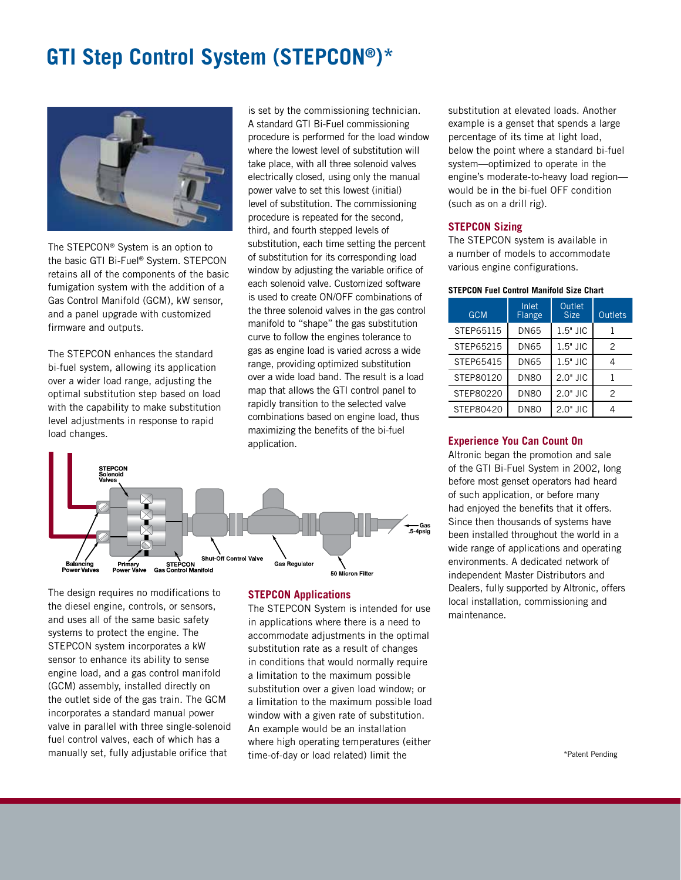# GTI Step Control System (STEPCON®)*

The STEPCON® System is an option to the basic GTI Bi-Fuel® System. STEPCON retains all of the components of the basic fumigation system with the addition of a Gas Control Manifold (GCM), kW sensor, and a panel upgrade with customized firmware and outputs.

The STEPCON enhances the standard bi-fuel system, allowing its application over a wider load range, adjusting the optimal substitution step based on load with the capability to make substitution level adjustments in response to rapid load changes.

The design requires no modifications to the diesel engine, controls, or sensors, and uses all of the same basic safety systems to protect the engine. The STEPCON system incorporates a kW sensor to enhance its ability to sense engine load, and a gas control manifold (GCM) assembly, installed directly on the outlet side of the gas train. The GCM incorporates a standard manual power valve in parallel with three single-solenoid fuel control valves, each of which has a manually set, fully adjustable orifice that is set by the commissioning technician. A standard GTI Bi-Fuel commissioning procedure is performed for the load window where the lowest level of substitution will take place, with all three solenoid valves electrically closed, using only the manual power valve to set this lowest (initial) level of substitution. The commissioning procedure is repeated for the second, third, and fourth stepped levels of substitution, each time setting the percent of substitution for its corresponding load window by adjusting the variable orifice of each solenoid valve. Customized software is used to create ON/OFF combinations of the three solenoid valves in the gas control manifold to "shape" the gas substitution curve to follow the engines tolerance to gas as engine load is varied across a wide range, providing optimized substitution over a wide load band. The result is a load map that allows the GTI control panel to rapidly transition to the selected valve combinations based on engine load, thus maximizing the benefits of the bi-fuel application.

## STEPCON Applications

The STEPCON System is intended for use in applications where there is a need to accommodate adjustments in the optimal substitution rate as a result of changes in conditions that would normally require a limitation to the maximum possible substitution over a given load window; or a limitation to the maximum possible load window with a given rate of substitution. An example would be an installation where high operating temperatures (either time-of-day or load related) limit the substitution at elevated loads. Another example is a genset that spends a large percentage of its time at light load, below the point where a standard bi-fuel system—optimized to operate in the engine's moderate-to-heavy load region—would be in the bi-fuel OFF condition (such as on a drill rig).

## STEPCON Sizing

The STEPCON system is available in a number of models to accommodate various engine configurations.

**STEPCON Fuel Control Manifold Size Chart**

| GCM | Inlet Flange | Outlet Size | Outlets |
|---|---|---|---|
| STEP65115 | DN65 | 1.5" JIC | 1 |
| STEP65215 | DN65 | 1.5" JIC | 2 |
| STEP65415 | DN65 | 1.5" JIC | 4 |
| STEP80120 | DN80 | 2.0" JIC | 1 |
| STEP80220 | DN80 | 2.0" JIC | 2 |
| STEP80420 | DN80 | 2.0" JIC | 4 |

## Experience You Can Count On

Altronic began the promotion and sale of the GTI Bi-Fuel System in 2002, long before most genset operators had heard of such application, or before many had enjoyed the benefits that it offers. Since then thousands of systems have been installed throughout the world in a wide range of applications and operating environments. A dedicated network of independent Master Distributors and Dealers, fully supported by Altronic, offers local installation, commissioning and maintenance.

*Patent Pending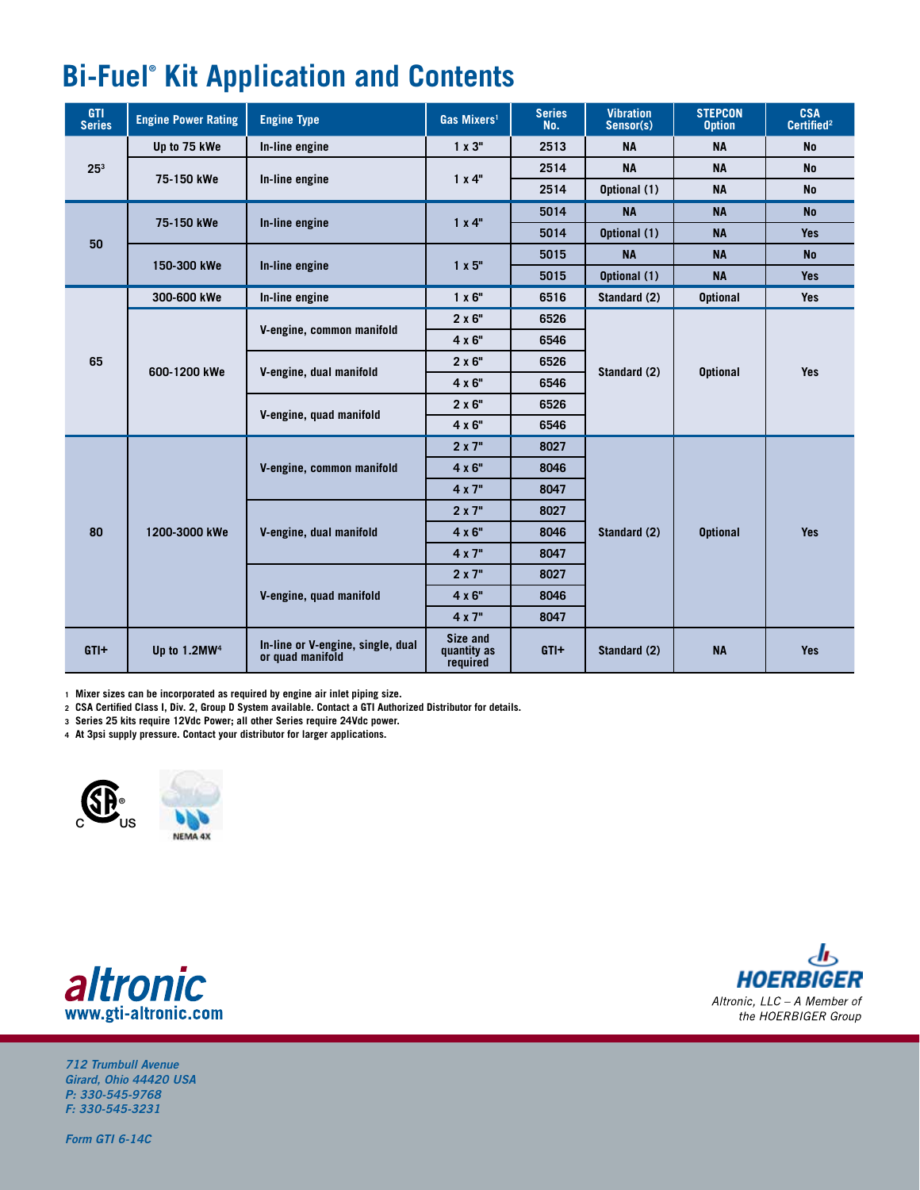# Bi-Fuel® Kit Application and Contents

| GTI Series | Engine Power Rating | Engine Type | Gas Mixers[1] | Series No. | Vibration Sensor(s) | STEPCON Option | CSA Certified[2] |
|---|---|---|---|---|---|---|---|
| 25[3] | Up to 75 kWe | In-line engine | 1 x 3" | 2513 | NA | NA | No |
| | 75-150 kWe | In-line engine | 1 x 4" | 2514 | NA | NA | No |
| | | | | 2514 | Optional (1) | NA | No |
| 50 | 75-150 kWe | In-line engine | 1 x 4" | 5014 | NA | NA | No |
| | | | | 5014 | Optional (1) | NA | Yes |
| | 150-300 kWe | In-line engine | 1 x 5" | 5015 | NA | NA | No |
| | | | | 5015 | Optional (1) | NA | Yes |
| 65 | 300-600 kWe | In-line engine | 1 x 6" | 6516 | Standard (2) | Optional | Yes |
| | 600-1200 kWe | V-engine, common manifold | 2 x 6" | 6526 | Standard (2) | Optional | Yes |
| | | | 4 x 6" | 6546 | | | |
| | | V-engine, dual manifold | 2 x 6" | 6526 | | | |
| | | | 4 x 6" | 6546 | | | |
| | | V-engine, quad manifold | 2 x 6" | 6526 | | | |
| | | | 4 x 6" | 6546 | | | |
| 80 | 1200-3000 kWe | V-engine, common manifold | 2 x 7" | 8027 | Standard (2) | Optional | Yes |
| | | | 4 x 6" | 8046 | | | |
| | | | 4 x 7" | 8047 | | | |
| | | V-engine, dual manifold | 2 x 7" | 8027 | | | |
| | | | 4 x 6" | 8046 | | | |
| | | | 4 x 7" | 8047 | | | |
| | | V-engine, quad manifold | 2 x 7" | 8027 | | | |
| | | | 4 x 6" | 8046 | | | |
| | | | 4 x 7" | 8047 | | | |
| GTI+ | Up to 1.2MW[4] | In-line or V-engine, single, dual or quad manifold | Size and quantity as required | GTI+ | Standard (2) | NA | Yes |

1 Mixer sizes can be incorporated as required by engine air inlet piping size.
2 CSA Certified Class I, Div. 2, Group D System available. Contact a GTI Authorized Distributor for details.
3 Series 25 kits require 12Vdc Power; all other Series require 24Vdc power.
4 At 3psi supply pressure. Contact your distributor for larger applications.

NEMA 4X

altronic
www.gti-altronic.com

HOERBIGER
*Altronic, LLC – A Member of the HOERBIGER Group*

*712 Trumbull Avenue*
*Girard, Ohio 44420 USA*
*P: 330-545-9768*
*F: 330-545-3231*

*Form GTI 6-14C*